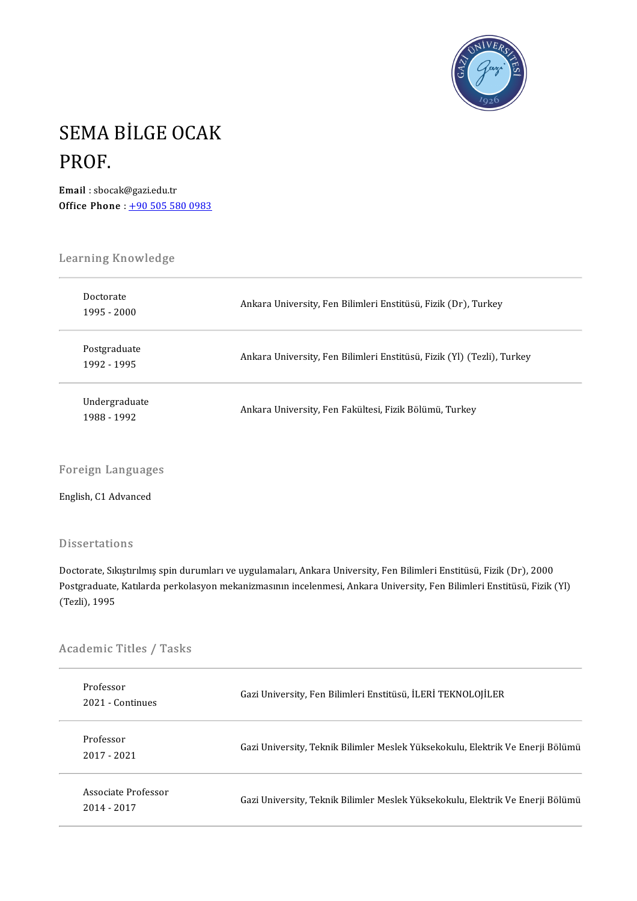# SEMA BİLGE OCAK

# PROF.

**Email** : sbocak@gazi.edu.tr
**Office Phone** : +90 505 580 0983

## Learning Knowledge

| | |
|---|---|
| Doctorate<br>1995 - 2000 | Ankara University, Fen Bilimleri Enstitüsü, Fizik (Dr), Turkey |
| Postgraduate<br>1992 - 1995 | Ankara University, Fen Bilimleri Enstitüsü, Fizik (Yl) (Tezli), Turkey |
| Undergraduate<br>1988 - 1992 | Ankara University, Fen Fakültesi, Fizik Bölümü, Turkey |

## Foreign Languages

English, C1 Advanced

## Dissertations

Doctorate, Sıkıştırılmış spin durumları ve uygulamaları, Ankara University, Fen Bilimleri Enstitüsü, Fizik (Dr), 2000
Postgraduate, Katılarda perkolasyon mekanizmasının incelenmesi, Ankara University, Fen Bilimleri Enstitüsü, Fizik (Yl) (Tezli), 1995

## Academic Titles / Tasks

| | |
|---|---|
| Professor<br>2021 - Continues | Gazi University, Fen Bilimleri Enstitüsü, İLERİ TEKNOLOJİLER |
| Professor<br>2017 - 2021 | Gazi University, Teknik Bilimler Meslek Yüksekokulu, Elektrik Ve Enerji Bölümü |
| Associate Professor<br>2014 - 2017 | Gazi University, Teknik Bilimler Meslek Yüksekokulu, Elektrik Ve Enerji Bölümü |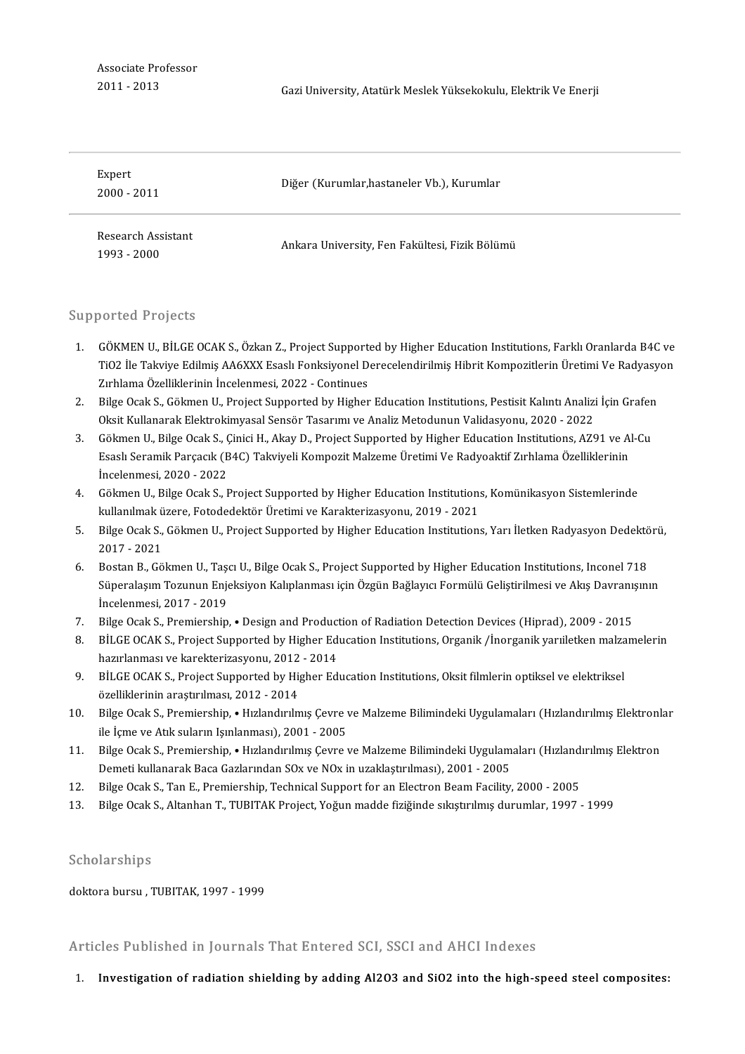Associate Professor
2011 - 2013 Gazi University, Atatürk Meslek Yüksekokulu, Elektrik Ve Enerji

Expert
2000 - 2011 Diğer (Kurumlar,hastaneler Vb.), Kurumlar

Research Assistant
1993 - 2000 Ankara University, Fen Fakültesi, Fizik Bölümü

## Supported Projects

1. GÖKMEN U., BİLGE OCAK S., Özkan Z., Project Supported by Higher Education Institutions, Farklı Oranlarda B4C ve TiO2 İle Takviye Edilmiş AA6XXX Esaslı Fonksiyonel Derecelendirilmiş Hibrit Kompozitlerin Üretimi Ve Radyasyon Zırhlama Özelliklerinin İncelenmesi, 2022 - Continues
2. Bilge Ocak S., Gökmen U., Project Supported by Higher Education Institutions, Pestisit Kalıntı Analizi İçin Grafen Oksit Kullanarak Elektrokimyasal Sensör Tasarımı ve Analiz Metodunun Validasyonu, 2020 - 2022
3. Gökmen U., Bilge Ocak S., Çinici H., Akay D., Project Supported by Higher Education Institutions, AZ91 ve Al-Cu Esaslı Seramik Parçacık (B4C) Takviyeli Kompozit Malzeme Üretimi Ve Radyoaktif Zırhlama Özelliklerinin İncelenmesi, 2020 - 2022
4. Gökmen U., Bilge Ocak S., Project Supported by Higher Education Institutions, Komünikasyon Sistemlerinde kullanılmak üzere, Fotodedektör Üretimi ve Karakterizasyonu, 2019 - 2021
5. Bilge Ocak S., Gökmen U., Project Supported by Higher Education Institutions, Yarı İletken Radyasyon Dedektörü, 2017 - 2021
6. Bostan B., Gökmen U., Taşcı U., Bilge Ocak S., Project Supported by Higher Education Institutions, Inconel 718 Süperalaşım Tozunun Enjeksiyon Kalıplanması için Özgün Bağlayıcı Formülü Geliştirilmesi ve Akış Davranışının İncelenmesi, 2017 - 2019
7. Bilge Ocak S., Premiership, • Design and Production of Radiation Detection Devices (Hiprad), 2009 - 2015
8. BİLGE OCAK S., Project Supported by Higher Education Institutions, Organik /İnorganik yarıiletken malzamelerin hazırlanması ve karekterizasyonu, 2012 - 2014
9. BİLGE OCAK S., Project Supported by Higher Education Institutions, Oksit filmlerin optiksel ve elektriksel özelliklerinin araştırılması, 2012 - 2014
10. Bilge Ocak S., Premiership, • Hızlandırılmış Çevre ve Malzeme Bilimindeki Uygulamaları (Hızlandırılmış Elektronlar ile İçme ve Atık suların Işınlanması), 2001 - 2005
11. Bilge Ocak S., Premiership, • Hızlandırılmış Çevre ve Malzeme Bilimindeki Uygulamaları (Hızlandırılmış Elektron Demeti kullanarak Baca Gazlarından SOx ve NOx in uzaklaştırılması), 2001 - 2005
12. Bilge Ocak S., Tan E., Premiership, Technical Support for an Electron Beam Facility, 2000 - 2005
13. Bilge Ocak S., Altanhan T., TUBITAK Project, Yoğun madde fiziğinde sıkıştırılmış durumlar, 1997 - 1999

## Scholarships

doktora bursu , TUBITAK, 1997 - 1999

## Articles Published in Journals That Entered SCI, SSCI and AHCI Indexes

1. **Investigation of radiation shielding by adding Al2O3 and SiO2 into the high-speed steel composites:**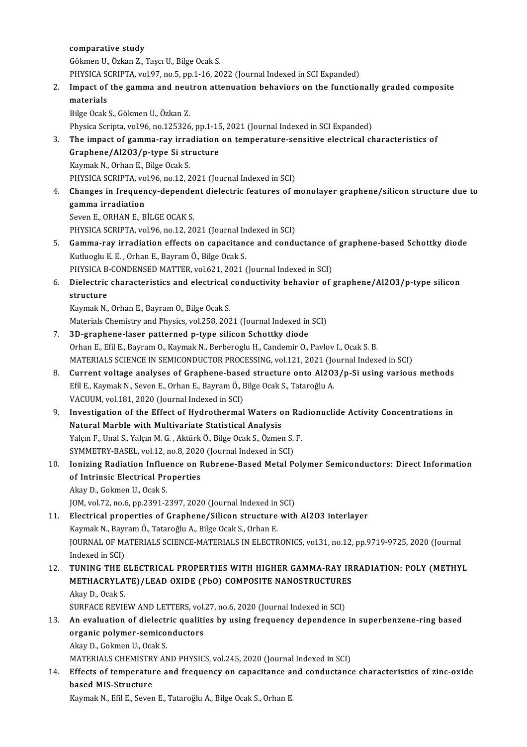comparative study
Gökmen U., Özkan Z., Taşcı U., Bilge Ocak S.
PHYSICA SCRIPTA, vol.97, no.5, pp.1-16, 2022 (Journal Indexed in SCI Expanded)

2. **Impact of the gamma and neutron attenuation behaviors on the functionally graded composite materials**
   Bilge Ocak S., Gökmen U., Özkan Z.
   Physica Scripta, vol.96, no.125326, pp.1-15, 2021 (Journal Indexed in SCI Expanded)
3. **The impact of gamma-ray irradiation on temperature-sensitive electrical characteristics of Graphene/Al2O3/p-type Si structure**
   Kaymak N., Orhan E., Bilge Ocak S.
   PHYSICA SCRIPTA, vol.96, no.12, 2021 (Journal Indexed in SCI)
4. **Changes in frequency-dependent dielectric features of monolayer graphene/silicon structure due to gamma irradiation**
   Seven E., ORHAN E., BİLGE OCAK S.
   PHYSICA SCRIPTA, vol.96, no.12, 2021 (Journal Indexed in SCI)
5. **Gamma-ray irradiation effects on capacitance and conductance of graphene-based Schottky diode**
   Kutluoglu E. E. , Orhan E., Bayram Ö., Bilge Ocak S.
   PHYSICA B-CONDENSED MATTER, vol.621, 2021 (Journal Indexed in SCI)
6. **Dielectric characteristics and electrical conductivity behavior of graphene/Al2O3/p-type silicon structure**
   Kaymak N., Orhan E., Bayram O., Bilge Ocak S.
   Materials Chemistry and Physics, vol.258, 2021 (Journal Indexed in SCI)
7. **3D-graphene-laser patterned p-type silicon Schottky diode**
   Orhan E., Efil E., Bayram O., Kaymak N., Berberoglu H., Candemir O., Pavlov I., Ocak S. B.
   MATERIALS SCIENCE IN SEMICONDUCTOR PROCESSING, vol.121, 2021 (Journal Indexed in SCI)
8. **Current voltage analyses of Graphene-based structure onto Al2O3/p-Si using various methods**
   Efil E., Kaymak N., Seven E., Orhan E., Bayram Ö., Bilge Ocak S., Tataroğlu A.
   VACUUM, vol.181, 2020 (Journal Indexed in SCI)
9. **Investigation of the Effect of Hydrothermal Waters on Radionuclide Activity Concentrations in Natural Marble with Multivariate Statistical Analysis**
   Yalçın F., Unal S., Yalçın M. G. , Aktürk Ö., Bilge Ocak S., Özmen S. F.
   SYMMETRY-BASEL, vol.12, no.8, 2020 (Journal Indexed in SCI)
10. **Ionizing Radiation Influence on Rubrene-Based Metal Polymer Semiconductors: Direct Information of Intrinsic Electrical Properties**
    Akay D., Gokmen U., Ocak S.
    JOM, vol.72, no.6, pp.2391-2397, 2020 (Journal Indexed in SCI)
11. **Electrical properties of Graphene/Silicon structure with Al2O3 interlayer**
    Kaymak N., Bayram Ö., Tataroğlu A., Bilge Ocak S., Orhan E.
    JOURNAL OF MATERIALS SCIENCE-MATERIALS IN ELECTRONICS, vol.31, no.12, pp.9719-9725, 2020 (Journal Indexed in SCI)
12. **TUNING THE ELECTRICAL PROPERTIES WITH HIGHER GAMMA-RAY IRRADIATION: POLY (METHYL METHACRYLATE)/LEAD OXIDE (PbO) COMPOSITE NANOSTRUCTURES**
    Akay D., Ocak S.
    SURFACE REVIEW AND LETTERS, vol.27, no.6, 2020 (Journal Indexed in SCI)
13. **An evaluation of dielectric qualities by using frequency dependence in superbenzene-ring based organic polymer-semiconductors**
    Akay D., Gokmen U., Ocak S.
    MATERIALS CHEMISTRY AND PHYSICS, vol.245, 2020 (Journal Indexed in SCI)
14. **Effects of temperature and frequency on capacitance and conductance characteristics of zinc-oxide based MIS-Structure**
    Kaymak N., Efil E., Seven E., Tataroğlu A., Bilge Ocak S., Orhan E.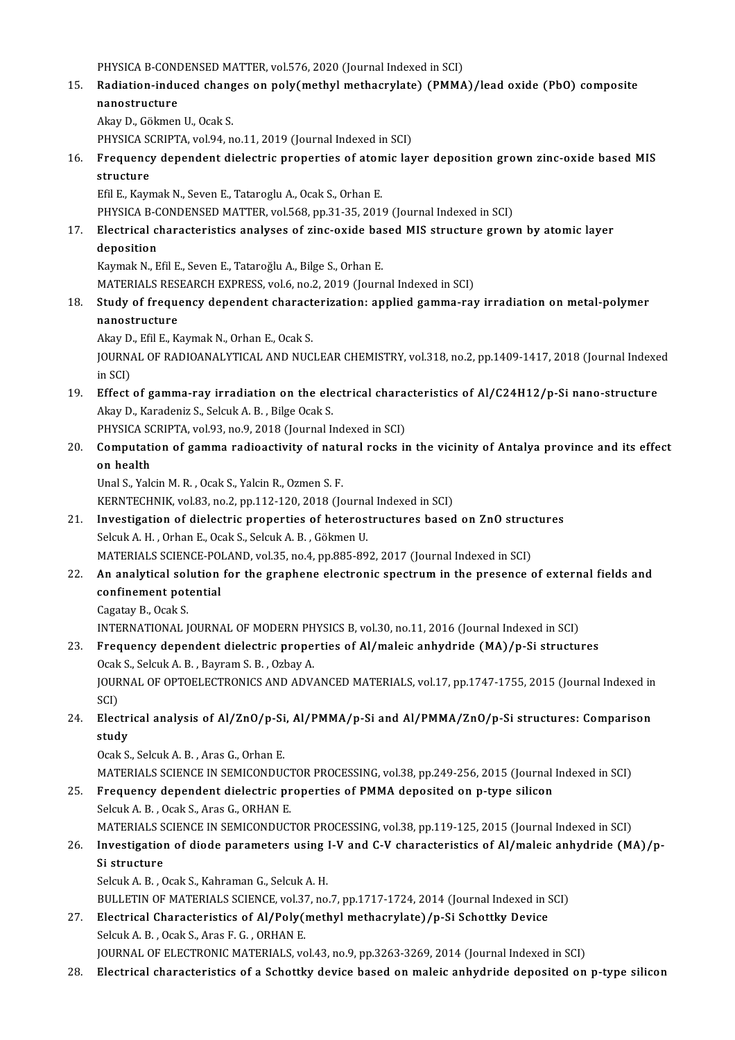PHYSICA B-CONDENSED MATTER, vol.576, 2020 (Journal Indexed in SCI)

15. **Radiation-induced changes on poly(methyl methacrylate) (PMMA)/lead oxide (PbO) composite nanostructure**
    Akay D., Gökmen U., Ocak S.
    PHYSICA SCRIPTA, vol.94, no.11, 2019 (Journal Indexed in SCI)

16. **Frequency dependent dielectric properties of atomic layer deposition grown zinc-oxide based MIS structure**
    Efil E., Kaymak N., Seven E., Tataroglu A., Ocak S., Orhan E.
    PHYSICA B-CONDENSED MATTER, vol.568, pp.31-35, 2019 (Journal Indexed in SCI)

17. **Electrical characteristics analyses of zinc-oxide based MIS structure grown by atomic layer deposition**
    Kaymak N., Efil E., Seven E., Tataroğlu A., Bilge S., Orhan E.
    MATERIALS RESEARCH EXPRESS, vol.6, no.2, 2019 (Journal Indexed in SCI)

18. **Study of frequency dependent characterization: applied gamma-ray irradiation on metal-polymer nanostructure**
    Akay D., Efil E., Kaymak N., Orhan E., Ocak S.
    JOURNAL OF RADIOANALYTICAL AND NUCLEAR CHEMISTRY, vol.318, no.2, pp.1409-1417, 2018 (Journal Indexed in SCI)

19. **Effect of gamma-ray irradiation on the electrical characteristics of Al/C24H12/p-Si nano-structure**
    Akay D., Karadeniz S., Selcuk A. B. , Bilge Ocak S.
    PHYSICA SCRIPTA, vol.93, no.9, 2018 (Journal Indexed in SCI)

20. **Computation of gamma radioactivity of natural rocks in the vicinity of Antalya province and its effect on health**
    Unal S., Yalcin M. R. , Ocak S., Yalcin R., Ozmen S. F.
    KERNTECHNIK, vol.83, no.2, pp.112-120, 2018 (Journal Indexed in SCI)

21. **Investigation of dielectric properties of heterostructures based on ZnO structures**
    Selcuk A. H. , Orhan E., Ocak S., Selcuk A. B. , Gökmen U.
    MATERIALS SCIENCE-POLAND, vol.35, no.4, pp.885-892, 2017 (Journal Indexed in SCI)

22. **An analytical solution for the graphene electronic spectrum in the presence of external fields and confinement potential**
    Cagatay B., Ocak S.
    INTERNATIONAL JOURNAL OF MODERN PHYSICS B, vol.30, no.11, 2016 (Journal Indexed in SCI)

23. **Frequency dependent dielectric properties of Al/maleic anhydride (MA)/p-Si structures**
    Ocak S., Selcuk A. B. , Bayram S. B. , Ozbay A.
    JOURNAL OF OPTOELECTRONICS AND ADVANCED MATERIALS, vol.17, pp.1747-1755, 2015 (Journal Indexed in SCI)

24. **Electrical analysis of Al/ZnO/p-Si, Al/PMMA/p-Si and Al/PMMA/ZnO/p-Si structures: Comparison study**
    Ocak S., Selcuk A. B. , Aras G., Orhan E.
    MATERIALS SCIENCE IN SEMICONDUCTOR PROCESSING, vol.38, pp.249-256, 2015 (Journal Indexed in SCI)

25. **Frequency dependent dielectric properties of PMMA deposited on p-type silicon**
    Selcuk A. B. , Ocak S., Aras G., ORHAN E.
    MATERIALS SCIENCE IN SEMICONDUCTOR PROCESSING, vol.38, pp.119-125, 2015 (Journal Indexed in SCI)

26. **Investigation of diode parameters using I-V and C-V characteristics of Al/maleic anhydride (MA)/p-Si structure**
    Selcuk A. B. , Ocak S., Kahraman G., Selcuk A. H.
    BULLETIN OF MATERIALS SCIENCE, vol.37, no.7, pp.1717-1724, 2014 (Journal Indexed in SCI)

27. **Electrical Characteristics of Al/Poly(methyl methacrylate)/p-Si Schottky Device**
    Selcuk A. B. , Ocak S., Aras F. G. , ORHAN E.
    JOURNAL OF ELECTRONIC MATERIALS, vol.43, no.9, pp.3263-3269, 2014 (Journal Indexed in SCI)

28. **Electrical characteristics of a Schottky device based on maleic anhydride deposited on p-type silicon**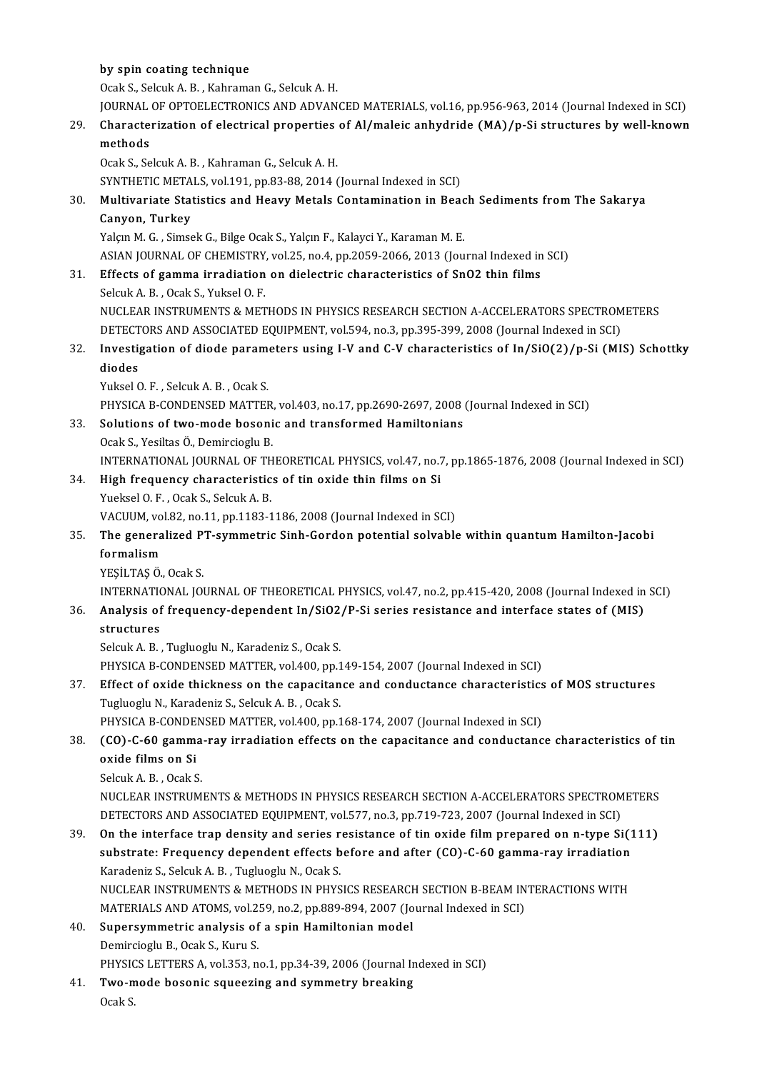by spin coating technique
Ocak S., Selcuk A. B. , Kahraman G., Selcuk A. H.
JOURNAL OF OPTOELECTRONICS AND ADVANCED MATERIALS, vol.16, pp.956-963, 2014 (Journal Indexed in SCI)

29. **Characterization of electrical properties of Al/maleic anhydride (MA)/p-Si structures by well-known methods**
Ocak S., Selcuk A. B. , Kahraman G., Selcuk A. H.
SYNTHETIC METALS, vol.191, pp.83-88, 2014 (Journal Indexed in SCI)

30. **Multivariate Statistics and Heavy Metals Contamination in Beach Sediments from The Sakarya Canyon, Turkey**
Yalçın M. G. , Simsek G., Bilge Ocak S., Yalçın F., Kalayci Y., Karaman M. E.
ASIAN JOURNAL OF CHEMISTRY, vol.25, no.4, pp.2059-2066, 2013 (Journal Indexed in SCI)

31. **Effects of gamma irradiation on dielectric characteristics of SnO2 thin films**
Selcuk A. B. , Ocak S., Yuksel O. F.
NUCLEAR INSTRUMENTS & METHODS IN PHYSICS RESEARCH SECTION A-ACCELERATORS SPECTROMETERS DETECTORS AND ASSOCIATED EQUIPMENT, vol.594, no.3, pp.395-399, 2008 (Journal Indexed in SCI)

32. **Investigation of diode parameters using I-V and C-V characteristics of In/SiO(2)/p-Si (MIS) Schottky diodes**
Yuksel O. F. , Selcuk A. B. , Ocak S.
PHYSICA B-CONDENSED MATTER, vol.403, no.17, pp.2690-2697, 2008 (Journal Indexed in SCI)

33. **Solutions of two-mode bosonic and transformed Hamiltonians**
Ocak S., Yesiltas Ö., Demircioglu B.
INTERNATIONAL JOURNAL OF THEORETICAL PHYSICS, vol.47, no.7, pp.1865-1876, 2008 (Journal Indexed in SCI)

34. **High frequency characteristics of tin oxide thin films on Si**
Yueksel O. F. , Ocak S., Selcuk A. B.
VACUUM, vol.82, no.11, pp.1183-1186, 2008 (Journal Indexed in SCI)

35. **The generalized PT-symmetric Sinh-Gordon potential solvable within quantum Hamilton-Jacobi formalism**
YEŞİLTAŞ Ö., Ocak S.
INTERNATIONAL JOURNAL OF THEORETICAL PHYSICS, vol.47, no.2, pp.415-420, 2008 (Journal Indexed in SCI)

36. **Analysis of frequency-dependent In/SiO2/P-Si series resistance and interface states of (MIS) structures**
Selcuk A. B. , Tugluoglu N., Karadeniz S., Ocak S.
PHYSICA B-CONDENSED MATTER, vol.400, pp.149-154, 2007 (Journal Indexed in SCI)

37. **Effect of oxide thickness on the capacitance and conductance characteristics of MOS structures**
Tugluoglu N., Karadeniz S., Selcuk A. B. , Ocak S.
PHYSICA B-CONDENSED MATTER, vol.400, pp.168-174, 2007 (Journal Indexed in SCI)

38. **(CO)-C-60 gamma-ray irradiation effects on the capacitance and conductance characteristics of tin oxide films on Si**
Selcuk A. B. , Ocak S.
NUCLEAR INSTRUMENTS & METHODS IN PHYSICS RESEARCH SECTION A-ACCELERATORS SPECTROMETERS DETECTORS AND ASSOCIATED EQUIPMENT, vol.577, no.3, pp.719-723, 2007 (Journal Indexed in SCI)

39. **On the interface trap density and series resistance of tin oxide film prepared on n-type Si(111) substrate: Frequency dependent effects before and after (CO)-C-60 gamma-ray irradiation**
Karadeniz S., Selcuk A. B. , Tugluoglu N., Ocak S.
NUCLEAR INSTRUMENTS & METHODS IN PHYSICS RESEARCH SECTION B-BEAM INTERACTIONS WITH MATERIALS AND ATOMS, vol.259, no.2, pp.889-894, 2007 (Journal Indexed in SCI)

40. **Supersymmetric analysis of a spin Hamiltonian model**
Demircioglu B., Ocak S., Kuru S.
PHYSICS LETTERS A, vol.353, no.1, pp.34-39, 2006 (Journal Indexed in SCI)

41. **Two-mode bosonic squeezing and symmetry breaking**
Ocak S.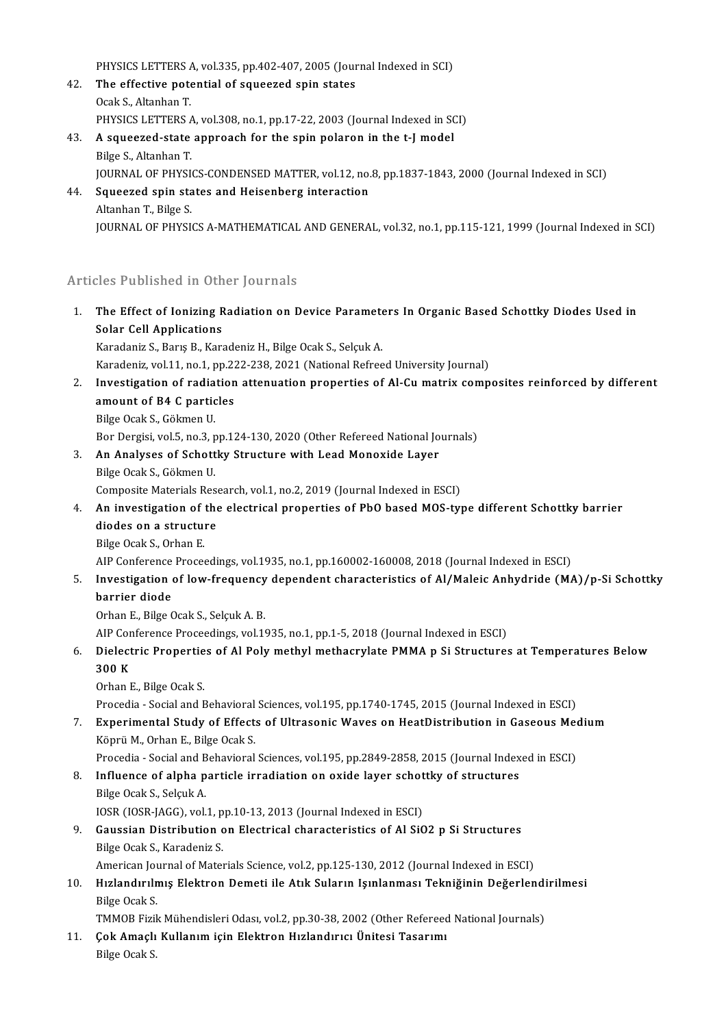PHYSICS LETTERS A, vol.335, pp.402-407, 2005 (Journal Indexed in SCI)

42. **The effective potential of squeezed spin states**
    Ocak S., Altanhan T.
    PHYSICS LETTERS A, vol.308, no.1, pp.17-22, 2003 (Journal Indexed in SCI)
43. **A squeezed-state approach for the spin polaron in the t-J model**
    Bilge S., Altanhan T.
    JOURNAL OF PHYSICS-CONDENSED MATTER, vol.12, no.8, pp.1837-1843, 2000 (Journal Indexed in SCI)
44. **Squeezed spin states and Heisenberg interaction**
    Altanhan T., Bilge S.
    JOURNAL OF PHYSICS A-MATHEMATICAL AND GENERAL, vol.32, no.1, pp.115-121, 1999 (Journal Indexed in SCI)

## Articles Published in Other Journals

1. **The Effect of Ionizing Radiation on Device Parameters In Organic Based Schottky Diodes Used in Solar Cell Applications**
   Karadaniz S., Barış B., Karadeniz H., Bilge Ocak S., Selçuk A.
   Karadeniz, vol.11, no.1, pp.222-238, 2021 (National Refreed University Journal)
2. **Investigation of radiation attenuation properties of Al-Cu matrix composites reinforced by different amount of B4 C particles**
   Bilge Ocak S., Gökmen U.
   Bor Dergisi, vol.5, no.3, pp.124-130, 2020 (Other Refereed National Journals)
3. **An Analyses of Schottky Structure with Lead Monoxide Layer**
   Bilge Ocak S., Gökmen U.
   Composite Materials Research, vol.1, no.2, 2019 (Journal Indexed in ESCI)
4. **An investigation of the electrical properties of PbO based MOS-type different Schottky barrier diodes on a structure**
   Bilge Ocak S., Orhan E.
   AIP Conference Proceedings, vol.1935, no.1, pp.160002-160008, 2018 (Journal Indexed in ESCI)
5. **Investigation of low-frequency dependent characteristics of Al/Maleic Anhydride (MA)/p-Si Schottky barrier diode**
   Orhan E., Bilge Ocak S., Selçuk A. B.
   AIP Conference Proceedings, vol.1935, no.1, pp.1-5, 2018 (Journal Indexed in ESCI)
6. **Dielectric Properties of Al Poly methyl methacrylate PMMA p Si Structures at Temperatures Below 300 K**
   Orhan E., Bilge Ocak S.
   Procedia - Social and Behavioral Sciences, vol.195, pp.1740-1745, 2015 (Journal Indexed in ESCI)
7. **Experimental Study of Effects of Ultrasonic Waves on HeatDistribution in Gaseous Medium**
   Köprü M., Orhan E., Bilge Ocak S.
   Procedia - Social and Behavioral Sciences, vol.195, pp.2849-2858, 2015 (Journal Indexed in ESCI)
8. **Influence of alpha particle irradiation on oxide layer schottky of structures**
   Bilge Ocak S., Selçuk A.
   IOSR (IOSR-JAGG), vol.1, pp.10-13, 2013 (Journal Indexed in ESCI)
9. **Gaussian Distribution on Electrical characteristics of Al SiO2 p Si Structures**
   Bilge Ocak S., Karadeniz S.
   American Journal of Materials Science, vol.2, pp.125-130, 2012 (Journal Indexed in ESCI)
10. **Hızlandırılmış Elektron Demeti ile Atık Suların Işınlanması Tekniğinin Değerlendirilmesi**
    Bilge Ocak S.
    TMMOB Fizik Mühendisleri Odası, vol.2, pp.30-38, 2002 (Other Refereed National Journals)
11. **Çok Amaçlı Kullanım için Elektron Hızlandırıcı Ünitesi Tasarımı**
    Bilge Ocak S.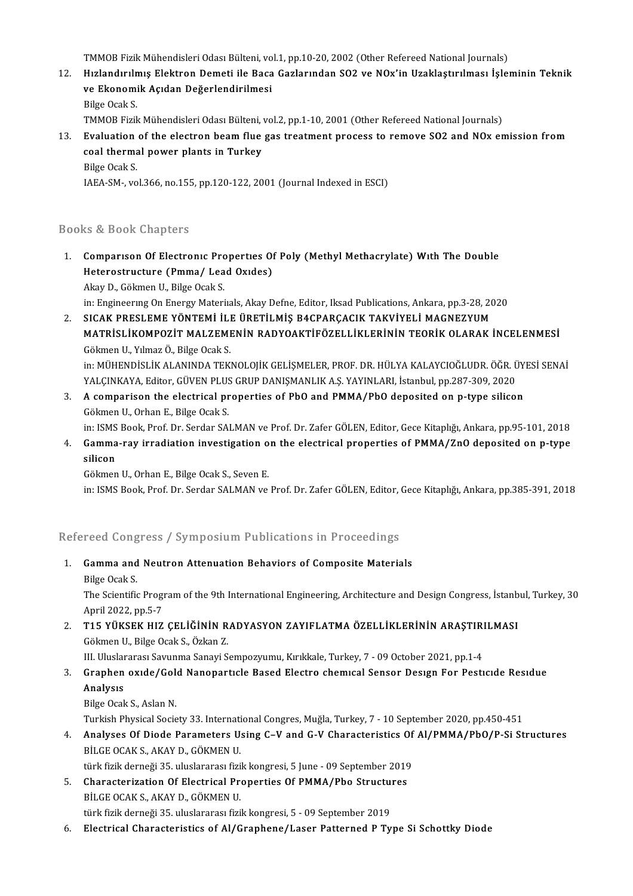TMMOB Fizik Mühendisleri Odası Bülteni, vol.1, pp.10-20, 2002 (Other Refereed National Journals)

12. **Hızlandırılmış Elektron Demeti ile Baca Gazlarından SO2 ve NOx'in Uzaklaştırılması İşleminin Teknik ve Ekonomik Açıdan Değerlendirilmesi**
    Bilge Ocak S.
    TMMOB Fizik Mühendisleri Odası Bülteni, vol.2, pp.1-10, 2001 (Other Refereed National Journals)
13. **Evaluation of the electron beam flue gas treatment process to remove SO2 and NOx emission from coal thermal power plants in Turkey**
    Bilge Ocak S.
    IAEA-SM-, vol.366, no.155, pp.120-122, 2001 (Journal Indexed in ESCI)

## Books & Book Chapters

1. **Comparıson Of Electronıc Propertıes Of Poly (Methyl Methacrylate) Wıth The Double Heterostructure (Pmma/ Lead Oxıdes)**
   Akay D., Gökmen U., Bilge Ocak S.
   in: Engineerıng On Energy Materıals, Akay Defne, Editor, Iksad Publications, Ankara, pp.3-28, 2020
2. **SICAK PRESLEME YÖNTEMİ İLE ÜRETİLMİŞ B4CPARÇACIK TAKVİYELİ MAGNEZYUM MATRİSLİKOMPOZİT MALZEMENİN RADYOAKTİFÖZELLİKLERİNİN TEORİK OLARAK İNCELENMESİ**
   Gökmen U., Yılmaz Ö., Bilge Ocak S.
   in: MÜHENDİSLİK ALANINDA TEKNOLOJİK GELİŞMELER, PROF. DR. HÜLYA KALAYCIOĞLUDR. ÖĞR. ÜYESİ SENAİ YALÇINKAYA, Editor, GÜVEN PLUS GRUP DANIŞMANLIK A.Ş. YAYINLARI, İstanbul, pp.287-309, 2020
3. **A comparison the electrical properties of PbO and PMMA/PbO deposited on p-type silicon**
   Gökmen U., Orhan E., Bilge Ocak S.
   in: ISMS Book, Prof. Dr. Serdar SALMAN ve Prof. Dr. Zafer GÖLEN, Editor, Gece Kitaplığı, Ankara, pp.95-101, 2018
4. **Gamma-ray irradiation investigation on the electrical properties of PMMA/ZnO deposited on p-type silicon**
   Gökmen U., Orhan E., Bilge Ocak S., Seven E.
   in: ISMS Book, Prof. Dr. Serdar SALMAN ve Prof. Dr. Zafer GÖLEN, Editor, Gece Kitaplığı, Ankara, pp.385-391, 2018

## Refereed Congress / Symposium Publications in Proceedings

1. **Gamma and Neutron Attenuation Behaviors of Composite Materials**
   Bilge Ocak S.
   The Scientific Program of the 9th International Engineering, Architecture and Design Congress, İstanbul, Turkey, 30 April 2022, pp.5-7
2. **T15 YÜKSEK HIZ ÇELİĞİNİN RADYASYON ZAYIFLATMA ÖZELLİKLERİNİN ARAŞTIRILMASI**
   Gökmen U., Bilge Ocak S., Özkan Z.
   III. Uluslararası Savunma Sanayi Sempozyumu, Kırıkkale, Turkey, 7 - 09 October 2021, pp.1-4
3. **Graphen oxıde/Gold Nanopartıcle Based Electro chemıcal Sensor Desıgn For Pestıcıde Resıdue Analysıs**
   Bilge Ocak S., Aslan N.
   Turkish Physical Society 33. International Congres, Muğla, Turkey, 7 - 10 September 2020, pp.450-451
4. **Analyses Of Diode Parameters Using C–V and G-V Characteristics Of Al/PMMA/PbO/P-Si Structures**
   BİLGE OCAK S., AKAY D., GÖKMEN U.
   türk fizik derneği 35. uluslararası fizik kongresi, 5 June - 09 September 2019
5. **Characterization Of Electrical Properties Of PMMA/Pbo Structures**
   BİLGE OCAK S., AKAY D., GÖKMEN U.
   türk fizik derneği 35. uluslararası fizik kongresi, 5 - 09 September 2019
6. **Electrical Characteristics of Al/Graphene/Laser Patterned P Type Si Schottky Diode**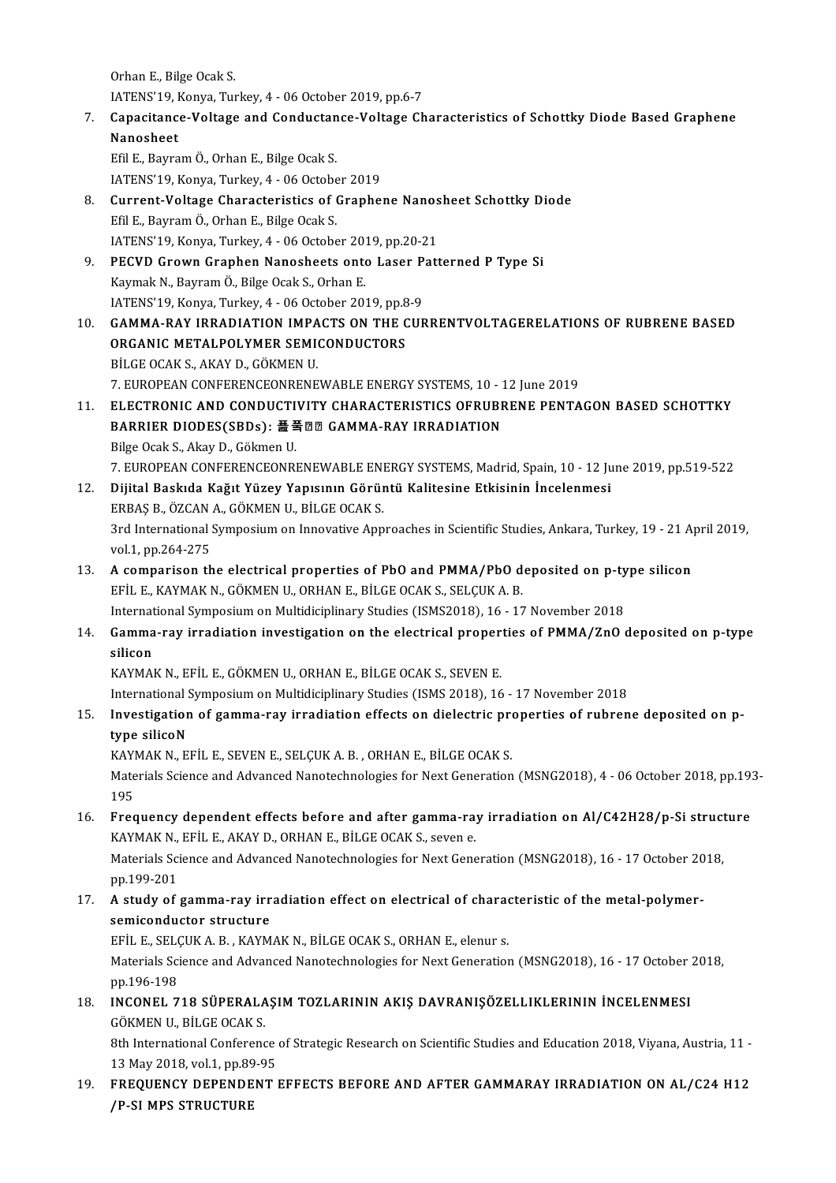Orhan E., Bilge Ocak S.

IATENS'19, Konya, Turkey, 4 - 06 October 2019, pp.6-7

7. **Capacitance-Voltage and Conductance-Voltage Characteristics of Schottky Diode Based Graphene Nanosheet**
   Efil E., Bayram Ö., Orhan E., Bilge Ocak S.
   IATENS'19, Konya, Turkey, 4 - 06 October 2019

8. **Current-Voltage Characteristics of Graphene Nanosheet Schottky Diode**
   Efil E., Bayram Ö., Orhan E., Bilge Ocak S.
   IATENS'19, Konya, Turkey, 4 - 06 October 2019, pp.20-21

9. **PECVD Grown Graphen Nanosheets onto Laser Patterned P Type Si**
   Kaymak N., Bayram Ö., Bilge Ocak S., Orhan E.
   IATENS'19, Konya, Turkey, 4 - 06 October 2019, pp.8-9

10. **GAMMA-RAY IRRADIATION IMPACTS ON THE CURRENTVOLTAGERELATIONS OF RUBRENE BASED ORGANIC METALPOLYMER SEMICONDUCTORS**
    BİLGE OCAK S., AKAY D., GÖKMEN U.
    7. EUROPEAN CONFERENCEONRENEWABLE ENERGY SYSTEMS, 10 - 12 June 2019

11. **ELECTRONIC AND CONDUCTIVITY CHARACTERISTICS OFRUBRENE PENTAGON BASED SCHOTTKY BARRIER DIODES(SBDs): 䕌䕪 GAMMA-RAY IRRADIATION**
    Bilge Ocak S., Akay D., Gökmen U.
    7. EUROPEAN CONFERENCEONRENEWABLE ENERGY SYSTEMS, Madrid, Spain, 10 - 12 June 2019, pp.519-522

12. **Dijital Baskıda Kağıt Yüzey Yapısının Görüntü Kalitesine Etkisinin İncelenmesi**
    ERBAŞ B., ÖZCAN A., GÖKMEN U., BİLGE OCAK S.
    3rd International Symposium on Innovative Approaches in Scientific Studies, Ankara, Turkey, 19 - 21 April 2019, vol.1, pp.264-275

13. **A comparison the electrical properties of PbO and PMMA/PbO deposited on p-type silicon**
    EFİL E., KAYMAK N., GÖKMEN U., ORHAN E., BİLGE OCAK S., SELÇUK A. B.
    International Symposium on Multidiciplinary Studies (ISMS2018), 16 - 17 November 2018

14. **Gamma-ray irradiation investigation on the electrical properties of PMMA/ZnO deposited on p-type silicon**
    KAYMAK N., EFİL E., GÖKMEN U., ORHAN E., BİLGE OCAK S., SEVEN E.
    International Symposium on Multidiciplinary Studies (ISMS 2018), 16 - 17 November 2018

15. **Investigation of gamma-ray irradiation effects on dielectric properties of rubrene deposited on p-type silicoN**
    KAYMAK N., EFİL E., SEVEN E., SELÇUK A. B. , ORHAN E., BİLGE OCAK S.
    Materials Science and Advanced Nanotechnologies for Next Generation (MSNG2018), 4 - 06 October 2018, pp.193-195

16. **Frequency dependent effects before and after gamma-ray irradiation on Al/C42H28/p-Si structure**
    KAYMAK N., EFİL E., AKAY D., ORHAN E., BİLGE OCAK S., seven e.
    Materials Science and Advanced Nanotechnologies for Next Generation (MSNG2018), 16 - 17 October 2018, pp.199-201

17. **A study of gamma-ray irradiation effect on electrical of characteristic of the metal-polymer-semiconductor structure**
    EFİL E., SELÇUK A. B. , KAYMAK N., BİLGE OCAK S., ORHAN E., elenur s.
    Materials Science and Advanced Nanotechnologies for Next Generation (MSNG2018), 16 - 17 October 2018, pp.196-198

18. **INCONEL 718 SÜPERALAŞIM TOZLARININ AKIŞ DAVRANIŞÖZELLIKLERININ İNCELENMESI**
    GÖKMEN U., BİLGE OCAK S.
    8th International Conference of Strategic Research on Scientific Studies and Education 2018, Viyana, Austria, 11 - 13 May 2018, vol.1, pp.89-95

19. **FREQUENCY DEPENDENT EFFECTS BEFORE AND AFTER GAMMARAY IRRADIATION ON AL/C24 H12 /P-SI MPS STRUCTURE**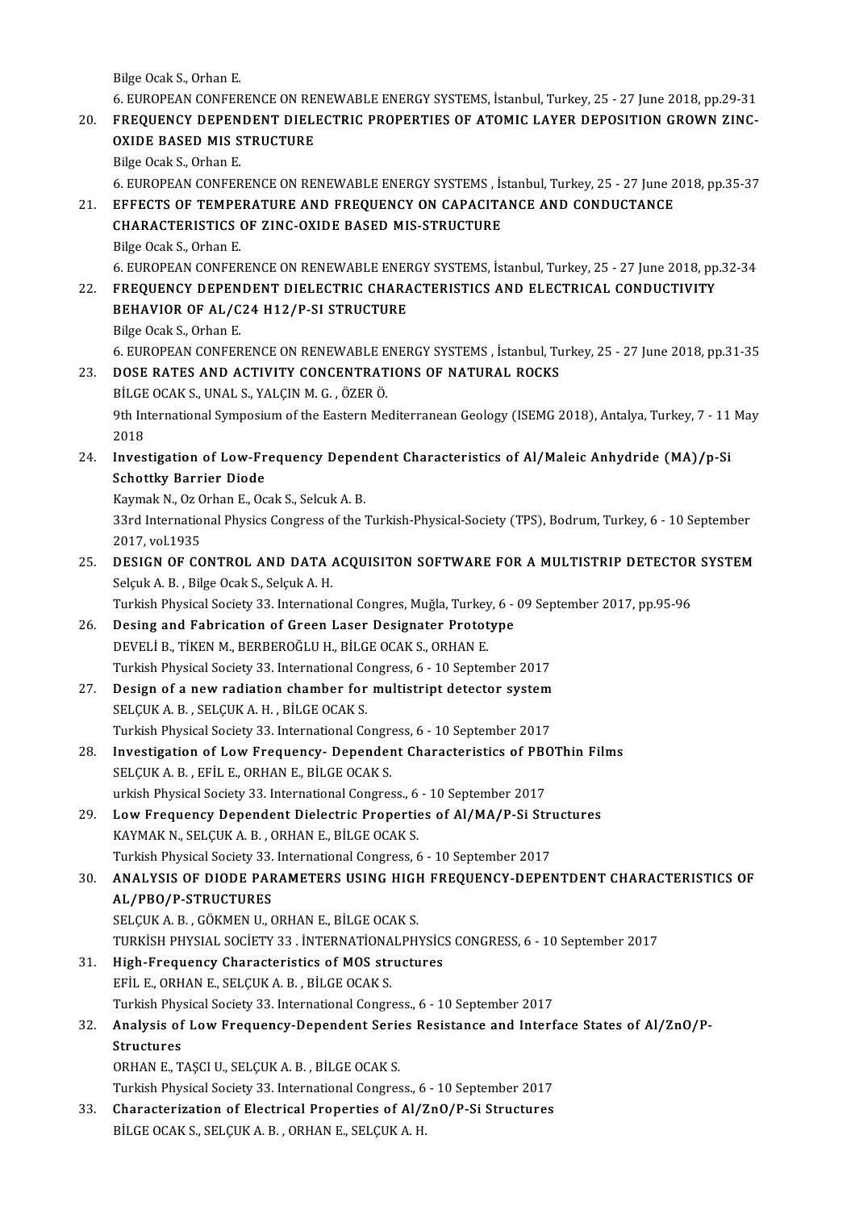Bilge Ocak S., Orhan E.

6. EUROPEAN CONFERENCE ON RENEWABLE ENERGY SYSTEMS, İstanbul, Turkey, 25 - 27 June 2018, pp.29-31

20. **FREQUENCY DEPENDENT DIELECTRIC PROPERTIES OF ATOMIC LAYER DEPOSITION GROWN ZINC-OXIDE BASED MIS STRUCTURE**
    Bilge Ocak S., Orhan E.
    6. EUROPEAN CONFERENCE ON RENEWABLE ENERGY SYSTEMS , İstanbul, Turkey, 25 - 27 June 2018, pp.35-37

21. **EFFECTS OF TEMPERATURE AND FREQUENCY ON CAPACITANCE AND CONDUCTANCE CHARACTERISTICS OF ZINC-OXIDE BASED MIS-STRUCTURE**
    Bilge Ocak S., Orhan E.
    6. EUROPEAN CONFERENCE ON RENEWABLE ENERGY SYSTEMS, İstanbul, Turkey, 25 - 27 June 2018, pp.32-34

22. **FREQUENCY DEPENDENT DIELECTRIC CHARACTERISTICS AND ELECTRICAL CONDUCTIVITY BEHAVIOR OF AL/C24 H12/P-SI STRUCTURE**
    Bilge Ocak S., Orhan E.
    6. EUROPEAN CONFERENCE ON RENEWABLE ENERGY SYSTEMS , İstanbul, Turkey, 25 - 27 June 2018, pp.31-35

23. **DOSE RATES AND ACTIVITY CONCENTRATIONS OF NATURAL ROCKS**
    BİLGE OCAK S., UNAL S., YALÇIN M. G. , ÖZER Ö.
    9th International Symposium of the Eastern Mediterranean Geology (ISEMG 2018), Antalya, Turkey, 7 - 11 May 2018

24. **Investigation of Low-Frequency Dependent Characteristics of Al/Maleic Anhydride (MA)/p-Si Schottky Barrier Diode**
    Kaymak N., Oz Orhan E., Ocak S., Selcuk A. B.
    33rd International Physics Congress of the Turkish-Physical-Society (TPS), Bodrum, Turkey, 6 - 10 September 2017, vol.1935

25. **DESIGN OF CONTROL AND DATA ACQUISITON SOFTWARE FOR A MULTISTRIP DETECTOR SYSTEM**
    Selçuk A. B. , Bilge Ocak S., Selçuk A. H.
    Turkish Physical Society 33. International Congres, Muğla, Turkey, 6 - 09 September 2017, pp.95-96

26. **Desing and Fabrication of Green Laser Designater Prototype**
    DEVELİ B., TİKEN M., BERBEROĞLU H., BİLGE OCAK S., ORHAN E.
    Turkish Physical Society 33. International Congress, 6 - 10 September 2017

27. **Design of a new radiation chamber for multistript detector system**
    SELÇUK A. B. , SELÇUK A. H. , BİLGE OCAK S.
    Turkish Physical Society 33. International Congress, 6 - 10 September 2017

28. **Investigation of Low Frequency- Dependent Characteristics of PBOThin Films**
    SELÇUK A. B. , EFİL E., ORHAN E., BİLGE OCAK S.
    urkish Physical Society 33. International Congress., 6 - 10 September 2017

29. **Low Frequency Dependent Dielectric Properties of Al/MA/P-Si Structures**
    KAYMAK N., SELÇUK A. B. , ORHAN E., BİLGE OCAK S.
    Turkish Physical Society 33. International Congress, 6 - 10 September 2017

30. **ANALYSIS OF DIODE PARAMETERS USING HIGH FREQUENCY-DEPENTDENT CHARACTERISTICS OF AL/PBO/P-STRUCTURES**
    SELÇUK A. B. , GÖKMEN U., ORHAN E., BİLGE OCAK S.
    TURKİSH PHYSIAL SOCİETY 33 . İNTERNATİONALPHYSİCS CONGRESS, 6 - 10 September 2017

31. **High-Frequency Characteristics of MOS structures**
    EFİL E., ORHAN E., SELÇUK A. B. , BİLGE OCAK S.
    Turkish Physical Society 33. International Congress., 6 - 10 September 2017

32. **Analysis of Low Frequency-Dependent Series Resistance and Interface States of Al/ZnO/P-Structures**
    ORHAN E., TAŞCI U., SELÇUK A. B. , BİLGE OCAK S.
    Turkish Physical Society 33. International Congress., 6 - 10 September 2017

33. **Characterization of Electrical Properties of Al/ZnO/P-Si Structures**
    BİLGE OCAK S., SELÇUK A. B. , ORHAN E., SELÇUK A. H.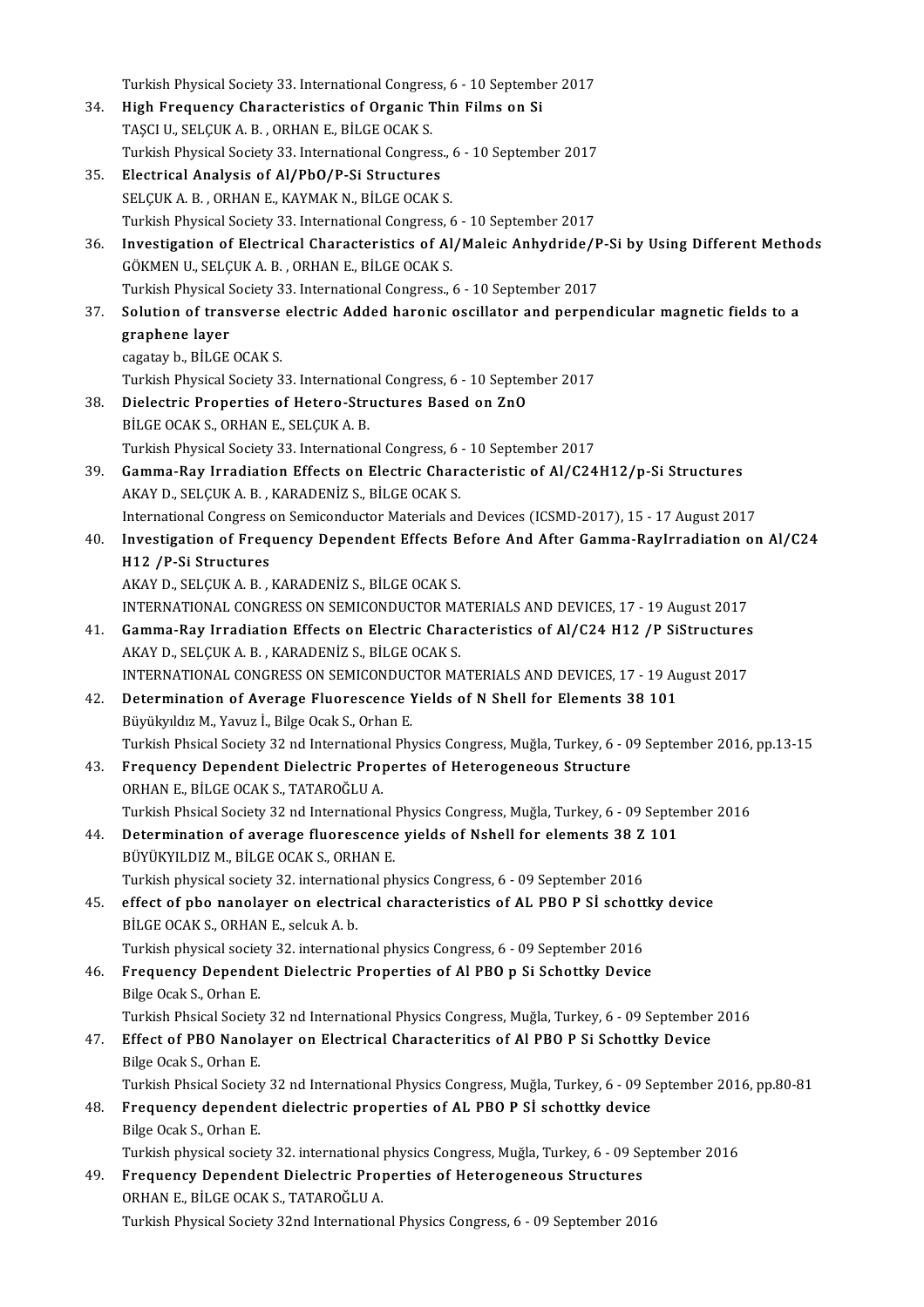Turkish Physical Society 33. International Congress, 6 - 10 September 2017

34. **High Frequency Characteristics of Organic Thin Films on Si**
    TAŞCI U., SELÇUK A. B. , ORHAN E., BİLGE OCAK S.
    Turkish Physical Society 33. International Congress., 6 - 10 September 2017
35. **Electrical Analysis of Al/PbO/P-Si Structures**
    SELÇUK A. B. , ORHAN E., KAYMAK N., BİLGE OCAK S.
    Turkish Physical Society 33. International Congress, 6 - 10 September 2017
36. **Investigation of Electrical Characteristics of Al/Maleic Anhydride/P-Si by Using Different Methods**
    GÖKMEN U., SELÇUK A. B. , ORHAN E., BİLGE OCAK S.
    Turkish Physical Society 33. International Congress., 6 - 10 September 2017
37. **Solution of transverse electric Added haronic oscillator and perpendicular magnetic fields to a graphene layer**
    cagatay b., BİLGE OCAK S.
    Turkish Physical Society 33. International Congress, 6 - 10 September 2017
38. **Dielectric Properties of Hetero-Structures Based on ZnO**
    BİLGE OCAK S., ORHAN E., SELÇUK A. B.
    Turkish Physical Society 33. International Congress, 6 - 10 September 2017
39. **Gamma-Ray Irradiation Effects on Electric Characteristic of Al/C24H12/p-Si Structures**
    AKAY D., SELÇUK A. B. , KARADENİZ S., BİLGE OCAK S.
    International Congress on Semiconductor Materials and Devices (ICSMD-2017), 15 - 17 August 2017
40. **Investigation of Frequency Dependent Effects Before And After Gamma-RayIrradiation on Al/C24 H12 /P-Si Structures**
    AKAY D., SELÇUK A. B. , KARADENİZ S., BİLGE OCAK S.
    INTERNATIONAL CONGRESS ON SEMICONDUCTOR MATERIALS AND DEVICES, 17 - 19 August 2017
41. **Gamma-Ray Irradiation Effects on Electric Characteristics of Al/C24 H12 /P SiStructures**
    AKAY D., SELÇUK A. B. , KARADENİZ S., BİLGE OCAK S.
    INTERNATIONAL CONGRESS ON SEMICONDUCTOR MATERIALS AND DEVICES, 17 - 19 August 2017
42. **Determination of Average Fluorescence Yields of N Shell for Elements 38 101**
    Büyükyıldız M., Yavuz İ., Bilge Ocak S., Orhan E.
    Turkish Phsical Society 32 nd International Physics Congress, Muğla, Turkey, 6 - 09 September 2016, pp.13-15
43. **Frequency Dependent Dielectric Propertes of Heterogeneous Structure**
    ORHAN E., BİLGE OCAK S., TATAROĞLU A.
    Turkish Phsical Society 32 nd International Physics Congress, Muğla, Turkey, 6 - 09 September 2016
44. **Determination of average fluorescence yields of Nshell for elements 38 Z 101**
    BÜYÜKYILDIZ M., BİLGE OCAK S., ORHAN E.
    Turkish physical society 32. international physics Congress, 6 - 09 September 2016
45. **effect of pbo nanolayer on electrical characteristics of AL PBO P Sİ schottky device**
    BİLGE OCAK S., ORHAN E., selcuk A. b.
    Turkish physical society 32. international physics Congress, 6 - 09 September 2016
46. **Frequency Dependent Dielectric Properties of Al PBO p Si Schottky Device**
    Bilge Ocak S., Orhan E.
    Turkish Phsical Society 32 nd International Physics Congress, Muğla, Turkey, 6 - 09 September 2016
47. **Effect of PBO Nanolayer on Electrical Characteritics of Al PBO P Si Schottky Device**
    Bilge Ocak S., Orhan E.
    Turkish Phsical Society 32 nd International Physics Congress, Muğla, Turkey, 6 - 09 September 2016, pp.80-81
48. **Frequency dependent dielectric properties of AL PBO P Sİ schottky device**
    Bilge Ocak S., Orhan E.
    Turkish physical society 32. international physics Congress, Muğla, Turkey, 6 - 09 September 2016
49. **Frequency Dependent Dielectric Properties of Heterogeneous Structures**
    ORHAN E., BİLGE OCAK S., TATAROĞLU A.
    Turkish Physical Society 32nd International Physics Congress, 6 - 09 September 2016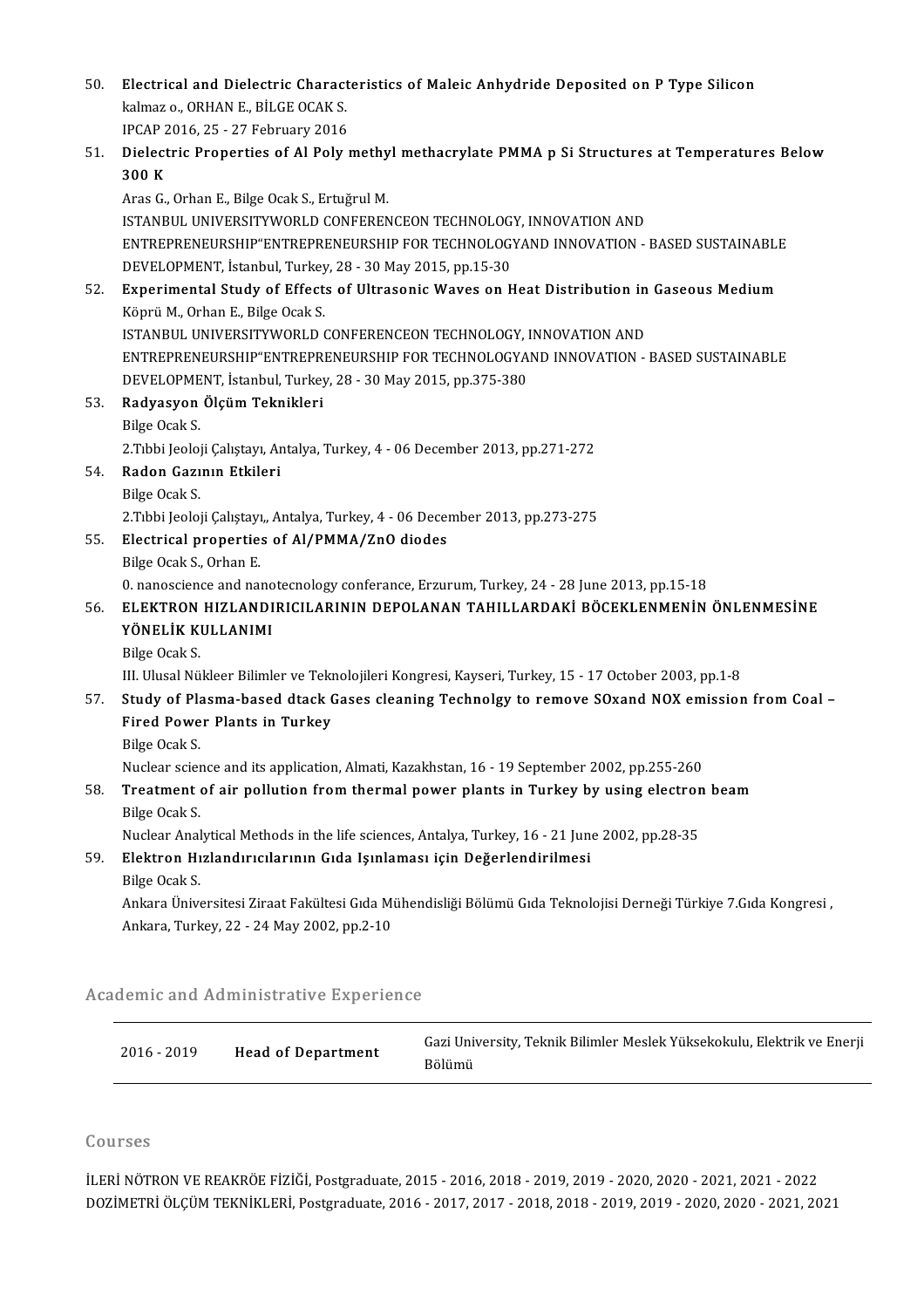50. **Electrical and Dielectric Characteristics of Maleic Anhydride Deposited on P Type Silicon**
    kalmaz o., ORHAN E., BİLGE OCAK S.
    IPCAP 2016, 25 - 27 February 2016
51. **Dielectric Properties of Al Poly methyl methacrylate PMMA p Si Structures at Temperatures Below 300 K**
    Aras G., Orhan E., Bilge Ocak S., Ertuğrul M.
    ISTANBUL UNIVERSITYWORLD CONFERENCEON TECHNOLOGY, INNOVATION AND ENTREPRENEURSHIP"ENTREPRENEURSHIP FOR TECHNOLOGYAND INNOVATION - BASED SUSTAINABLE DEVELOPMENT, İstanbul, Turkey, 28 - 30 May 2015, pp.15-30
52. **Experimental Study of Effects of Ultrasonic Waves on Heat Distribution in Gaseous Medium**
    Köprü M., Orhan E., Bilge Ocak S.
    ISTANBUL UNIVERSITYWORLD CONFERENCEON TECHNOLOGY, INNOVATION AND ENTREPRENEURSHIP"ENTREPRENEURSHIP FOR TECHNOLOGYAND INNOVATION - BASED SUSTAINABLE DEVELOPMENT, İstanbul, Turkey, 28 - 30 May 2015, pp.375-380
53. **Radyasyon Ölçüm Teknikleri**
    Bilge Ocak S.
    2.Tıbbi Jeoloji Çalıştayı, Antalya, Turkey, 4 - 06 December 2013, pp.271-272
54. **Radon Gazının Etkileri**
    Bilge Ocak S.
    2.Tıbbi Jeoloji Çalıştayı,, Antalya, Turkey, 4 - 06 December 2013, pp.273-275
55. **Electrical properties of Al/PMMA/ZnO diodes**
    Bilge Ocak S., Orhan E.
    0. nanoscience and nanotecnology conferance, Erzurum, Turkey, 24 - 28 June 2013, pp.15-18
56. **ELEKTRON HIZLANDIRICILARININ DEPOLANAN TAHILLARDAKİ BÖCEKLENMENİN ÖNLENMESİNE YÖNELİK KULLANIMI**
    Bilge Ocak S.
    III. Ulusal Nükleer Bilimler ve Teknolojileri Kongresi, Kayseri, Turkey, 15 - 17 October 2003, pp.1-8
57. **Study of Plasma-based dtack Gases cleaning Technolgy to remove SOxand NOX emission from Coal – Fired Power Plants in Turkey**
    Bilge Ocak S.
    Nuclear science and its application, Almati, Kazakhstan, 16 - 19 September 2002, pp.255-260
58. **Treatment of air pollution from thermal power plants in Turkey by using electron beam**
    Bilge Ocak S.
    Nuclear Analytical Methods in the life sciences, Antalya, Turkey, 16 - 21 June 2002, pp.28-35
59. **Elektron Hızlandırıcılarının Gıda Işınlaması için Değerlendirilmesi**
    Bilge Ocak S.
    Ankara Üniversitesi Ziraat Fakültesi Gıda Mühendisliği Bölümü Gıda Teknolojisi Derneği Türkiye 7.Gıda Kongresi , Ankara, Turkey, 22 - 24 May 2002, pp.2-10

## Academic and Administrative Experience

| | | |
|---|---|---|
| 2016 - 2019 | **Head of Department** | Gazi University, Teknik Bilimler Meslek Yüksekokulu, Elektrik ve Enerji Bölümü |

## Courses

İLERİ NÖTRON VE REAKRÖE FİZİĞİ, Postgraduate, 2015 - 2016, 2018 - 2019, 2019 - 2020, 2020 - 2021, 2021 - 2022
DOZİMETRİ ÖLÇÜM TEKNİKLERİ, Postgraduate, 2016 - 2017, 2017 - 2018, 2018 - 2019, 2019 - 2020, 2020 - 2021, 2021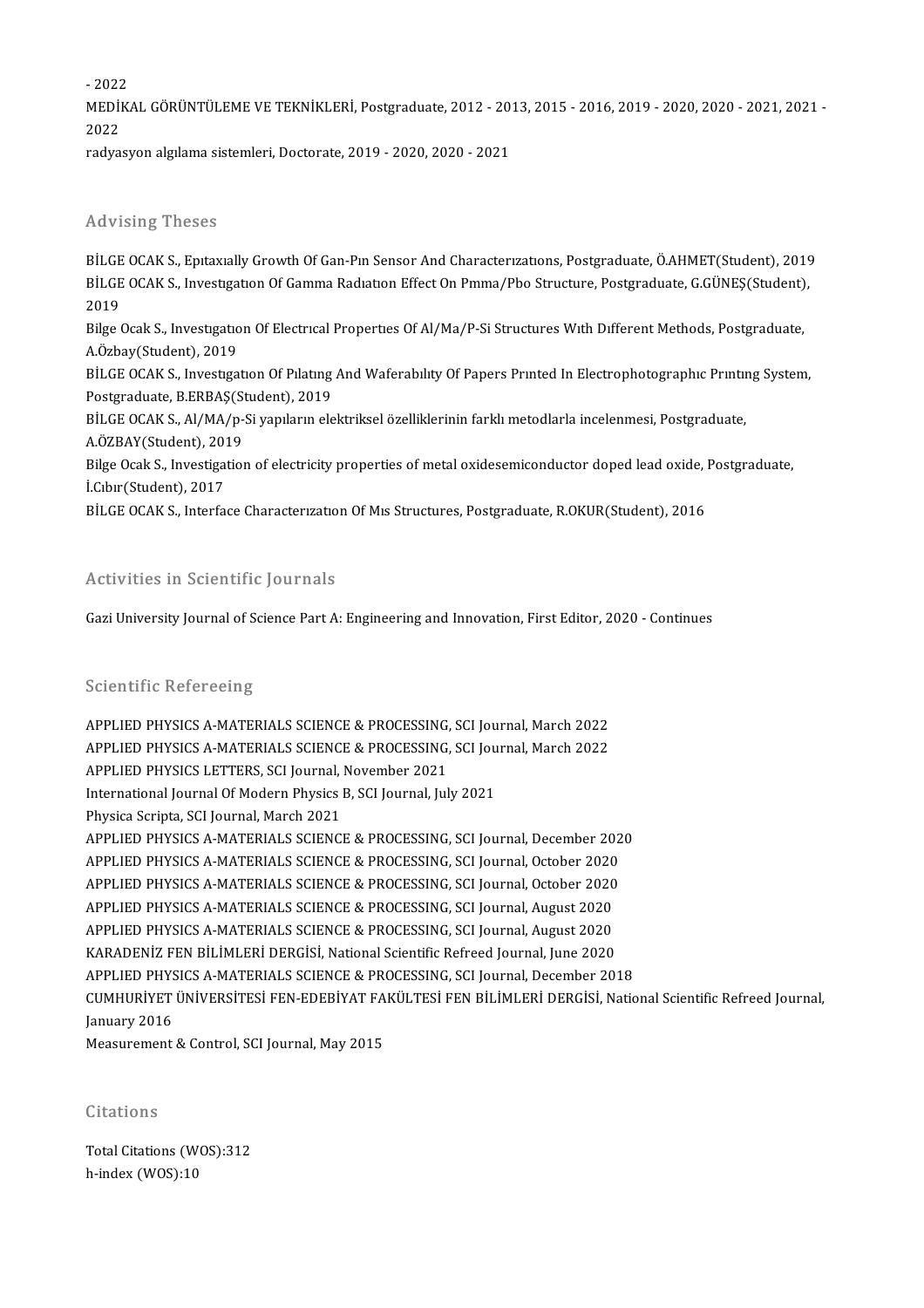- 2022

MEDİKAL GÖRÜNTÜLEME VE TEKNİKLERİ, Postgraduate, 2012 - 2013, 2015 - 2016, 2019 - 2020, 2020 - 2021, 2021 - 2022

radyasyon algılama sistemleri, Doctorate, 2019 - 2020, 2020 - 2021

## Advising Theses

BİLGE OCAK S., Epıtaxıally Growth Of Gan-Pın Sensor And Characterızatıons, Postgraduate, Ö.AHMET(Student), 2019

BİLGE OCAK S., Investıgatıon Of Gamma Radıatıon Effect On Pmma/Pbo Structure, Postgraduate, G.GÜNEŞ(Student), 2019

Bilge Ocak S., Investıgatıon Of Electrıcal Propertıes Of Al/Ma/P-Si Structures Wıth Dıfferent Methods, Postgraduate, A.Özbay(Student), 2019

BİLGE OCAK S., Investıgatıon Of Pılatıng And Waferabılıty Of Papers Prınted In Electrophotographıc Prıntıng System, Postgraduate, B.ERBAŞ(Student), 2019

BİLGE OCAK S., Al/MA/p-Si yapıların elektriksel özelliklerinin farklı metodlarla incelenmesi, Postgraduate, A.ÖZBAY(Student), 2019

Bilge Ocak S., Investigation of electricity properties of metal oxidesemiconductor doped lead oxide, Postgraduate, İ.Cıbır(Student), 2017

BİLGE OCAK S., Interface Characterızatıon Of Mıs Structures, Postgraduate, R.OKUR(Student), 2016

## Activities in Scientific Journals

Gazi University Journal of Science Part A: Engineering and Innovation, First Editor, 2020 - Continues

## Scientific Refereeing

APPLIED PHYSICS A-MATERIALS SCIENCE & PROCESSING, SCI Journal, March 2022

APPLIED PHYSICS A-MATERIALS SCIENCE & PROCESSING, SCI Journal, March 2022

APPLIED PHYSICS LETTERS, SCI Journal, November 2021

International Journal Of Modern Physics B, SCI Journal, July 2021

Physica Scripta, SCI Journal, March 2021

APPLIED PHYSICS A-MATERIALS SCIENCE & PROCESSING, SCI Journal, December 2020

APPLIED PHYSICS A-MATERIALS SCIENCE & PROCESSING, SCI Journal, October 2020

APPLIED PHYSICS A-MATERIALS SCIENCE & PROCESSING, SCI Journal, October 2020

APPLIED PHYSICS A-MATERIALS SCIENCE & PROCESSING, SCI Journal, August 2020

APPLIED PHYSICS A-MATERIALS SCIENCE & PROCESSING, SCI Journal, August 2020

KARADENİZ FEN BİLİMLERİ DERGİSİ, National Scientific Refreed Journal, June 2020

APPLIED PHYSICS A-MATERIALS SCIENCE & PROCESSING, SCI Journal, December 2018

CUMHURİYET ÜNİVERSİTESİ FEN-EDEBİYAT FAKÜLTESİ FEN BİLİMLERİ DERGİSİ, National Scientific Refreed Journal, January 2016

Measurement & Control, SCI Journal, May 2015

## Citations

Total Citations (WOS):312

h-index (WOS):10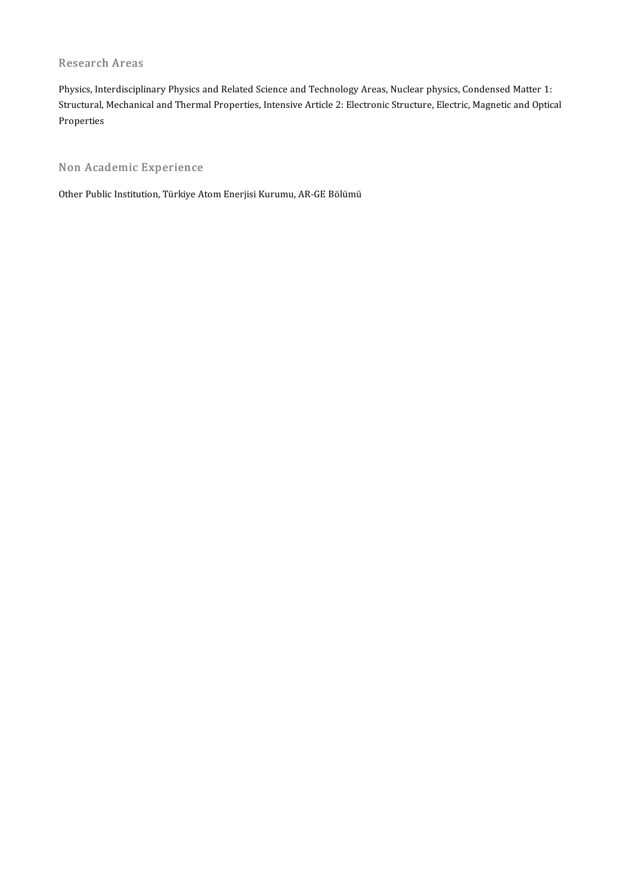## Research Areas

Physics, Interdisciplinary Physics and Related Science and Technology Areas, Nuclear physics, Condensed Matter 1: Structural, Mechanical and Thermal Properties, Intensive Article 2: Electronic Structure, Electric, Magnetic and Optical Properties

## Non Academic Experience

Other Public Institution, Türkiye Atom Enerjisi Kurumu, AR-GE Bölümü